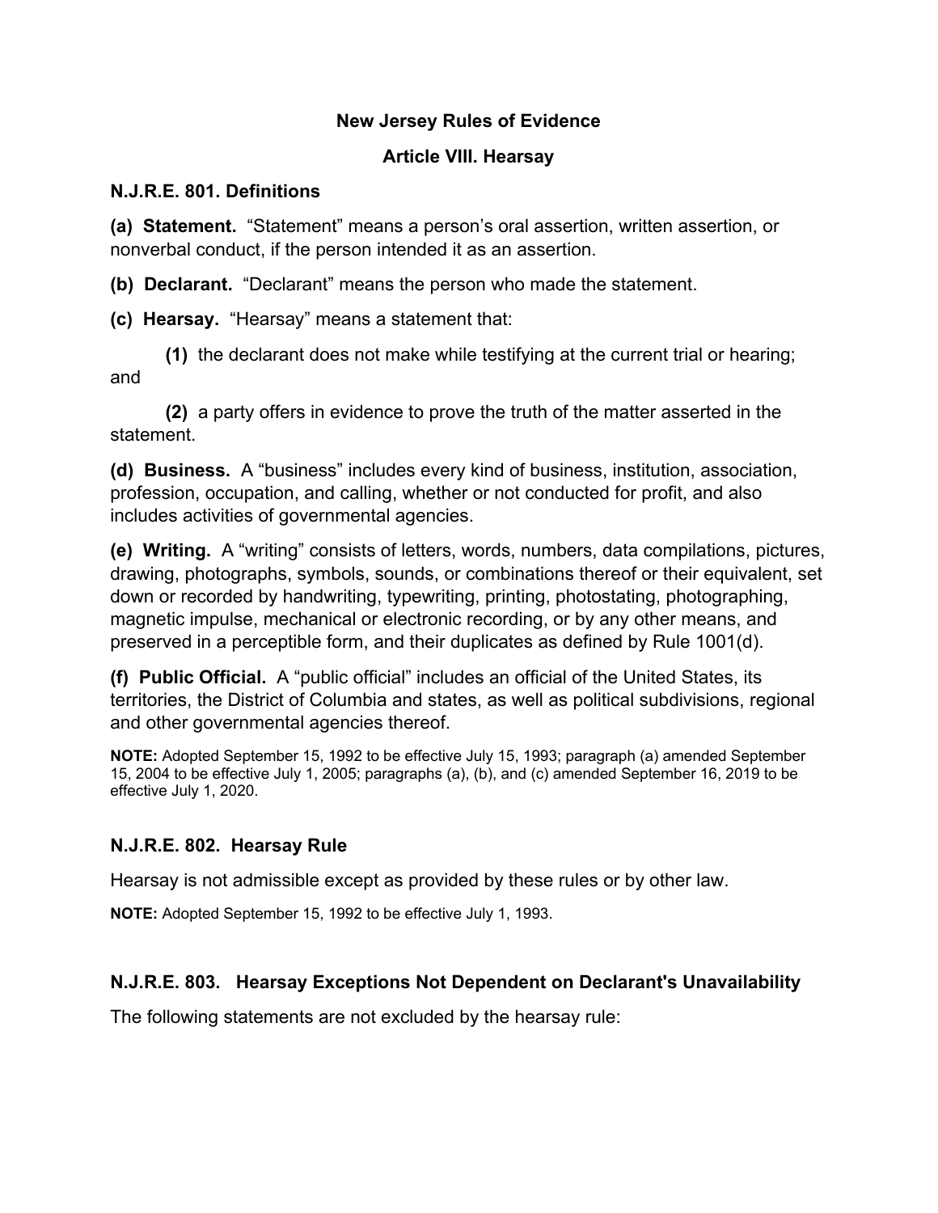# New Jersey Rules of Evidence

## Article VIII. Hearsay

### N.J.R.E. 801. Definitions

**(a) Statement.** "Statement" means a person's oral assertion, written assertion, or nonverbal conduct, if the person intended it as an assertion.

**(b) Declarant.** "Declarant" means the person who made the statement.

**(c) Hearsay.** "Hearsay" means a statement that:

**(1)** the declarant does not make while testifying at the current trial or hearing; and

**(2)** a party offers in evidence to prove the truth of the matter asserted in the statement.

**(d) Business.** A "business" includes every kind of business, institution, association, profession, occupation, and calling, whether or not conducted for profit, and also includes activities of governmental agencies.

**(e) Writing.** A "writing" consists of letters, words, numbers, data compilations, pictures, drawing, photographs, symbols, sounds, or combinations thereof or their equivalent, set down or recorded by handwriting, typewriting, printing, photostating, photographing, magnetic impulse, mechanical or electronic recording, or by any other means, and preserved in a perceptible form, and their duplicates as defined by Rule 1001(d).

**(f) Public Official.** A "public official" includes an official of the United States, its territories, the District of Columbia and states, as well as political subdivisions, regional and other governmental agencies thereof.

**NOTE:** Adopted September 15, 1992 to be effective July 15, 1993; paragraph (a) amended September 15, 2004 to be effective July 1, 2005; paragraphs (a), (b), and (c) amended September 16, 2019 to be effective July 1, 2020.

### N.J.R.E. 802. Hearsay Rule

Hearsay is not admissible except as provided by these rules or by other law.

**NOTE:** Adopted September 15, 1992 to be effective July 1, 1993.

### N.J.R.E. 803. Hearsay Exceptions Not Dependent on Declarant's Unavailability

The following statements are not excluded by the hearsay rule: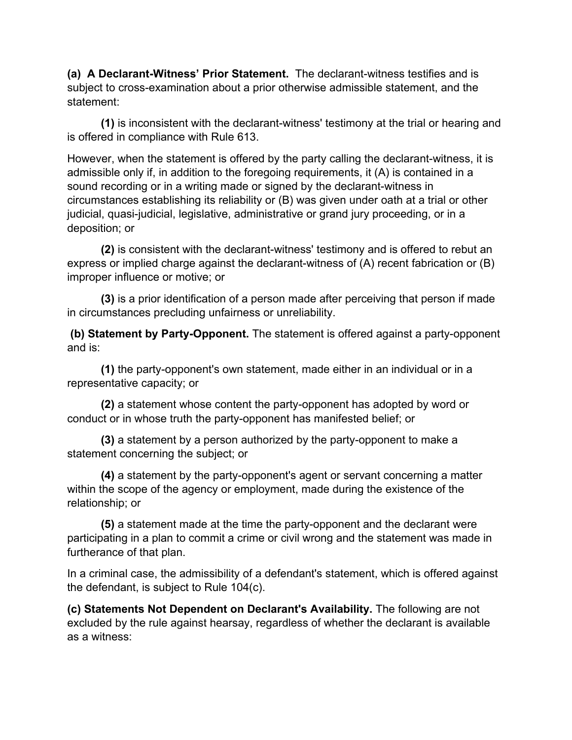**(a) A Declarant-Witness' Prior Statement.** The declarant-witness testifies and is subject to cross-examination about a prior otherwise admissible statement, and the statement:

**(1)** is inconsistent with the declarant-witness' testimony at the trial or hearing and is offered in compliance with Rule 613.

However, when the statement is offered by the party calling the declarant-witness, it is admissible only if, in addition to the foregoing requirements, it (A) is contained in a sound recording or in a writing made or signed by the declarant-witness in circumstances establishing its reliability or (B) was given under oath at a trial or other judicial, quasi-judicial, legislative, administrative or grand jury proceeding, or in a deposition; or

**(2)** is consistent with the declarant-witness' testimony and is offered to rebut an express or implied charge against the declarant-witness of (A) recent fabrication or (B) improper influence or motive; or

**(3)** is a prior identification of a person made after perceiving that person if made in circumstances precluding unfairness or unreliability.

**(b) Statement by Party-Opponent.** The statement is offered against a party-opponent and is:

**(1)** the party-opponent's own statement, made either in an individual or in a representative capacity; or

**(2)** a statement whose content the party-opponent has adopted by word or conduct or in whose truth the party-opponent has manifested belief; or

**(3)** a statement by a person authorized by the party-opponent to make a statement concerning the subject; or

**(4)** a statement by the party-opponent's agent or servant concerning a matter within the scope of the agency or employment, made during the existence of the relationship; or

**(5)** a statement made at the time the party-opponent and the declarant were participating in a plan to commit a crime or civil wrong and the statement was made in furtherance of that plan.

In a criminal case, the admissibility of a defendant's statement, which is offered against the defendant, is subject to Rule 104(c).

**(c) Statements Not Dependent on Declarant's Availability.** The following are not excluded by the rule against hearsay, regardless of whether the declarant is available as a witness: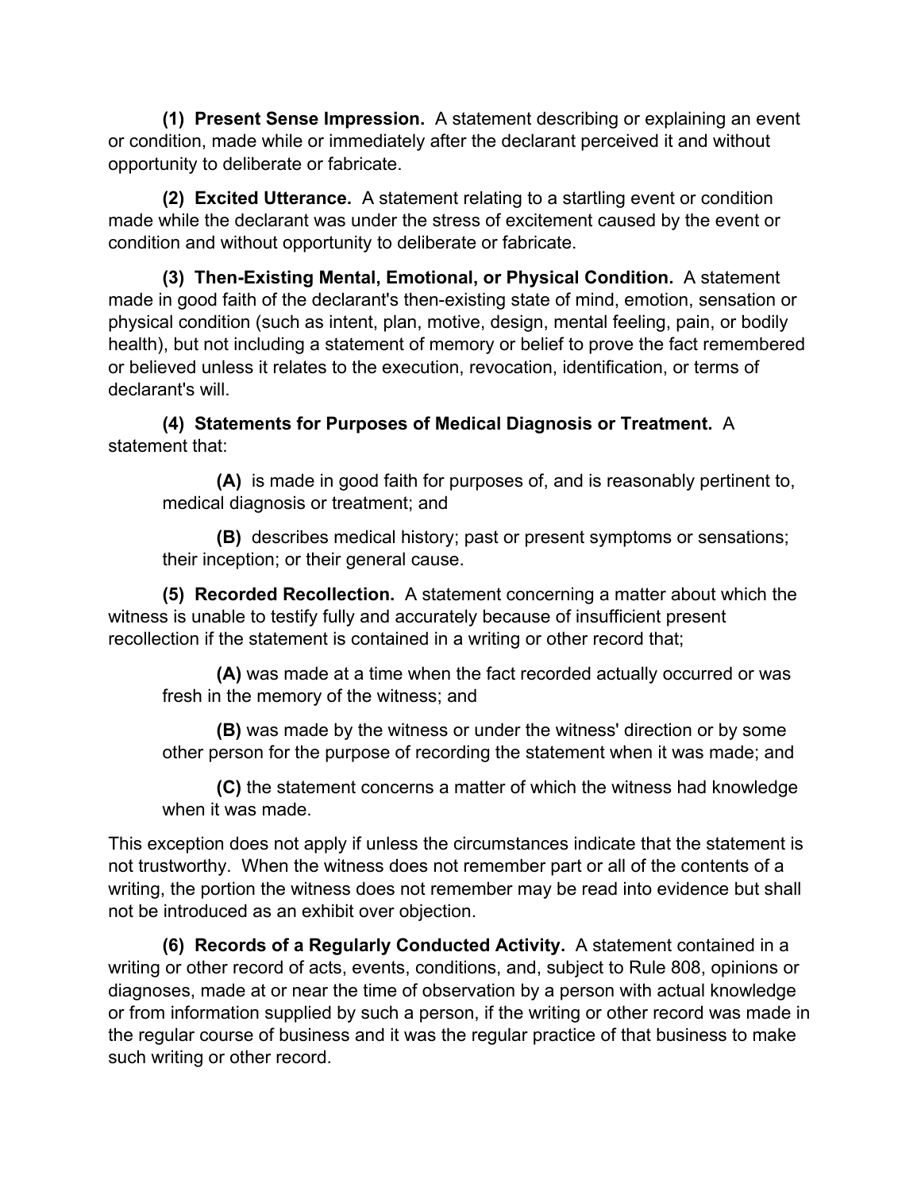**(1) Present Sense Impression.** A statement describing or explaining an event or condition, made while or immediately after the declarant perceived it and without opportunity to deliberate or fabricate.

**(2) Excited Utterance.** A statement relating to a startling event or condition made while the declarant was under the stress of excitement caused by the event or condition and without opportunity to deliberate or fabricate.

**(3) Then-Existing Mental, Emotional, or Physical Condition.** A statement made in good faith of the declarant's then-existing state of mind, emotion, sensation or physical condition (such as intent, plan, motive, design, mental feeling, pain, or bodily health), but not including a statement of memory or belief to prove the fact remembered or believed unless it relates to the execution, revocation, identification, or terms of declarant's will.

**(4) Statements for Purposes of Medical Diagnosis or Treatment.** A statement that:

> **(A)** is made in good faith for purposes of, and is reasonably pertinent to, medical diagnosis or treatment; and
>
> **(B)** describes medical history; past or present symptoms or sensations; their inception; or their general cause.

**(5) Recorded Recollection.** A statement concerning a matter about which the witness is unable to testify fully and accurately because of insufficient present recollection if the statement is contained in a writing or other record that;

> **(A)** was made at a time when the fact recorded actually occurred or was fresh in the memory of the witness; and
>
> **(B)** was made by the witness or under the witness' direction or by some other person for the purpose of recording the statement when it was made; and
>
> **(C)** the statement concerns a matter of which the witness had knowledge when it was made.

This exception does not apply if unless the circumstances indicate that the statement is not trustworthy. When the witness does not remember part or all of the contents of a writing, the portion the witness does not remember may be read into evidence but shall not be introduced as an exhibit over objection.

**(6) Records of a Regularly Conducted Activity.** A statement contained in a writing or other record of acts, events, conditions, and, subject to Rule 808, opinions or diagnoses, made at or near the time of observation by a person with actual knowledge or from information supplied by such a person, if the writing or other record was made in the regular course of business and it was the regular practice of that business to make such writing or other record.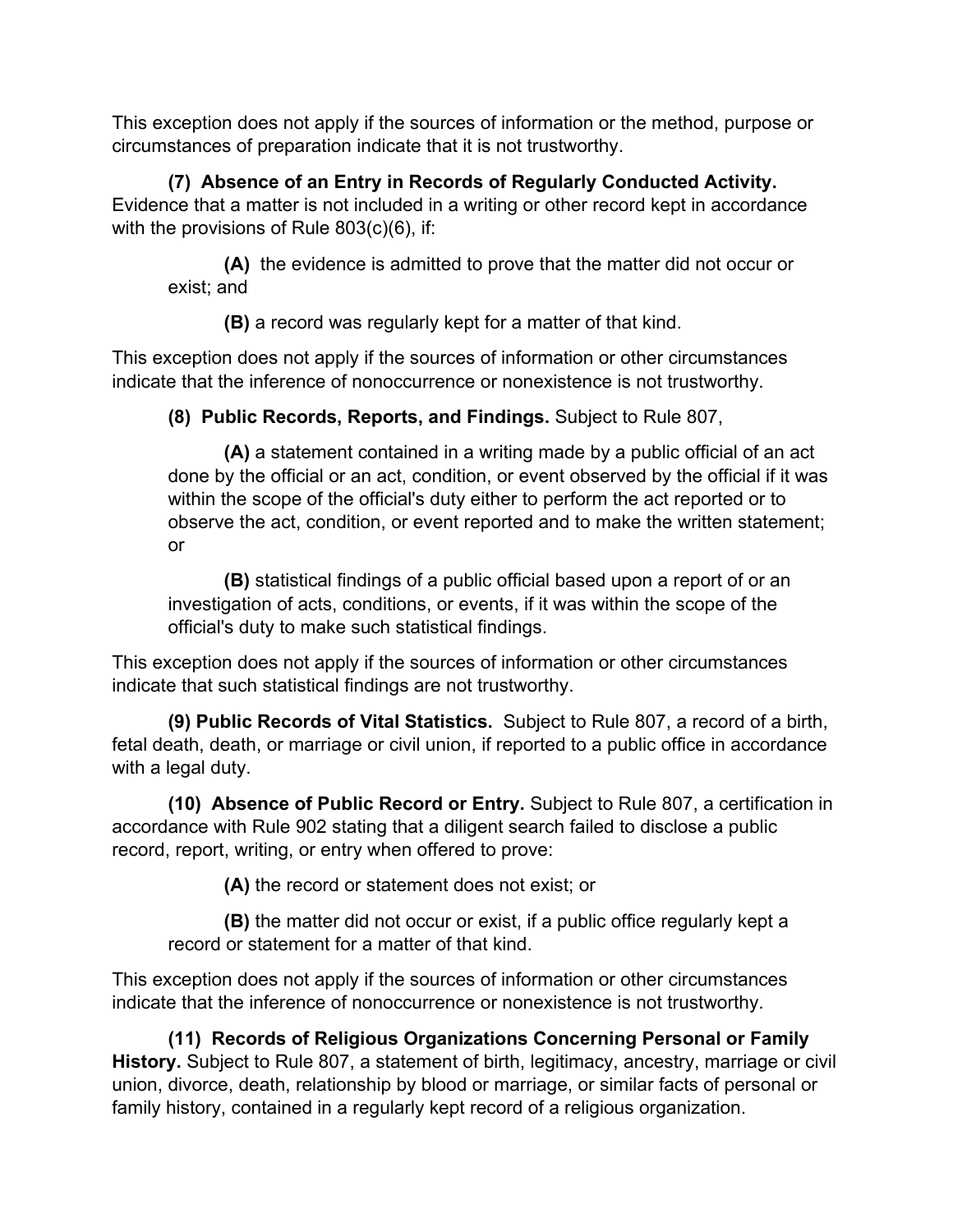This exception does not apply if the sources of information or the method, purpose or circumstances of preparation indicate that it is not trustworthy.

**(7) Absence of an Entry in Records of Regularly Conducted Activity.** Evidence that a matter is not included in a writing or other record kept in accordance with the provisions of Rule 803(c)(6), if:

**(A)** the evidence is admitted to prove that the matter did not occur or exist; and

**(B)** a record was regularly kept for a matter of that kind.

This exception does not apply if the sources of information or other circumstances indicate that the inference of nonoccurrence or nonexistence is not trustworthy.

**(8) Public Records, Reports, and Findings.** Subject to Rule 807,

**(A)** a statement contained in a writing made by a public official of an act done by the official or an act, condition, or event observed by the official if it was within the scope of the official's duty either to perform the act reported or to observe the act, condition, or event reported and to make the written statement; or

**(B)** statistical findings of a public official based upon a report of or an investigation of acts, conditions, or events, if it was within the scope of the official's duty to make such statistical findings.

This exception does not apply if the sources of information or other circumstances indicate that such statistical findings are not trustworthy.

**(9) Public Records of Vital Statistics.** Subject to Rule 807, a record of a birth, fetal death, death, or marriage or civil union, if reported to a public office in accordance with a legal duty.

**(10) Absence of Public Record or Entry.** Subject to Rule 807, a certification in accordance with Rule 902 stating that a diligent search failed to disclose a public record, report, writing, or entry when offered to prove:

**(A)** the record or statement does not exist; or

**(B)** the matter did not occur or exist, if a public office regularly kept a record or statement for a matter of that kind.

This exception does not apply if the sources of information or other circumstances indicate that the inference of nonoccurrence or nonexistence is not trustworthy.

**(11) Records of Religious Organizations Concerning Personal or Family History.** Subject to Rule 807, a statement of birth, legitimacy, ancestry, marriage or civil union, divorce, death, relationship by blood or marriage, or similar facts of personal or family history, contained in a regularly kept record of a religious organization.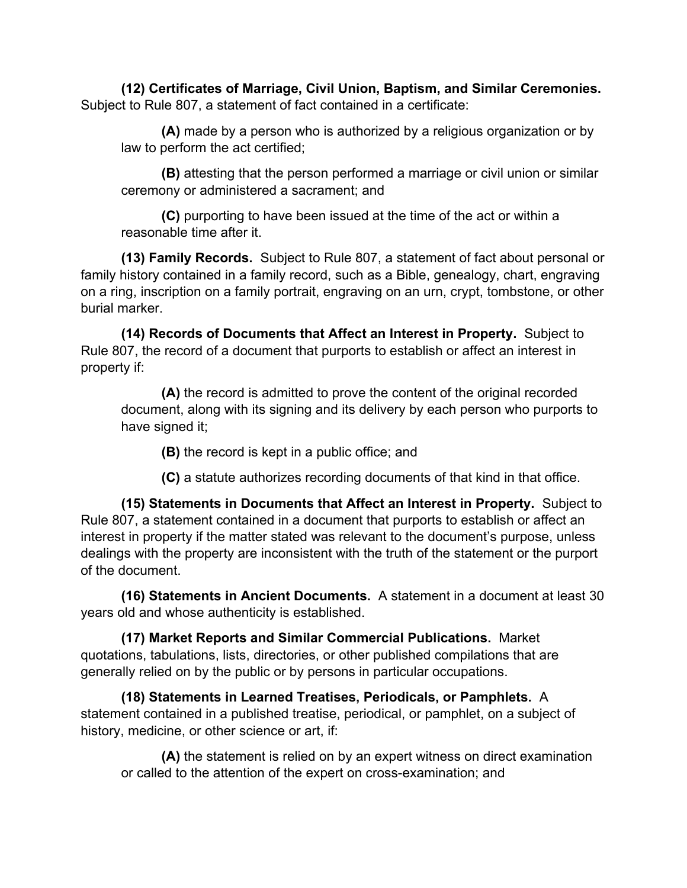**(12) Certificates of Marriage, Civil Union, Baptism, and Similar Ceremonies.** Subject to Rule 807, a statement of fact contained in a certificate:

**(A)** made by a person who is authorized by a religious organization or by law to perform the act certified;

**(B)** attesting that the person performed a marriage or civil union or similar ceremony or administered a sacrament; and

**(C)** purporting to have been issued at the time of the act or within a reasonable time after it.

**(13) Family Records.** Subject to Rule 807, a statement of fact about personal or family history contained in a family record, such as a Bible, genealogy, chart, engraving on a ring, inscription on a family portrait, engraving on an urn, crypt, tombstone, or other burial marker.

**(14) Records of Documents that Affect an Interest in Property.** Subject to Rule 807, the record of a document that purports to establish or affect an interest in property if:

**(A)** the record is admitted to prove the content of the original recorded document, along with its signing and its delivery by each person who purports to have signed it;

**(B)** the record is kept in a public office; and

**(C)** a statute authorizes recording documents of that kind in that office.

**(15) Statements in Documents that Affect an Interest in Property.** Subject to Rule 807, a statement contained in a document that purports to establish or affect an interest in property if the matter stated was relevant to the document's purpose, unless dealings with the property are inconsistent with the truth of the statement or the purport of the document.

**(16) Statements in Ancient Documents.** A statement in a document at least 30 years old and whose authenticity is established.

**(17) Market Reports and Similar Commercial Publications.** Market quotations, tabulations, lists, directories, or other published compilations that are generally relied on by the public or by persons in particular occupations.

**(18) Statements in Learned Treatises, Periodicals, or Pamphlets.** A statement contained in a published treatise, periodical, or pamphlet, on a subject of history, medicine, or other science or art, if:

**(A)** the statement is relied on by an expert witness on direct examination or called to the attention of the expert on cross-examination; and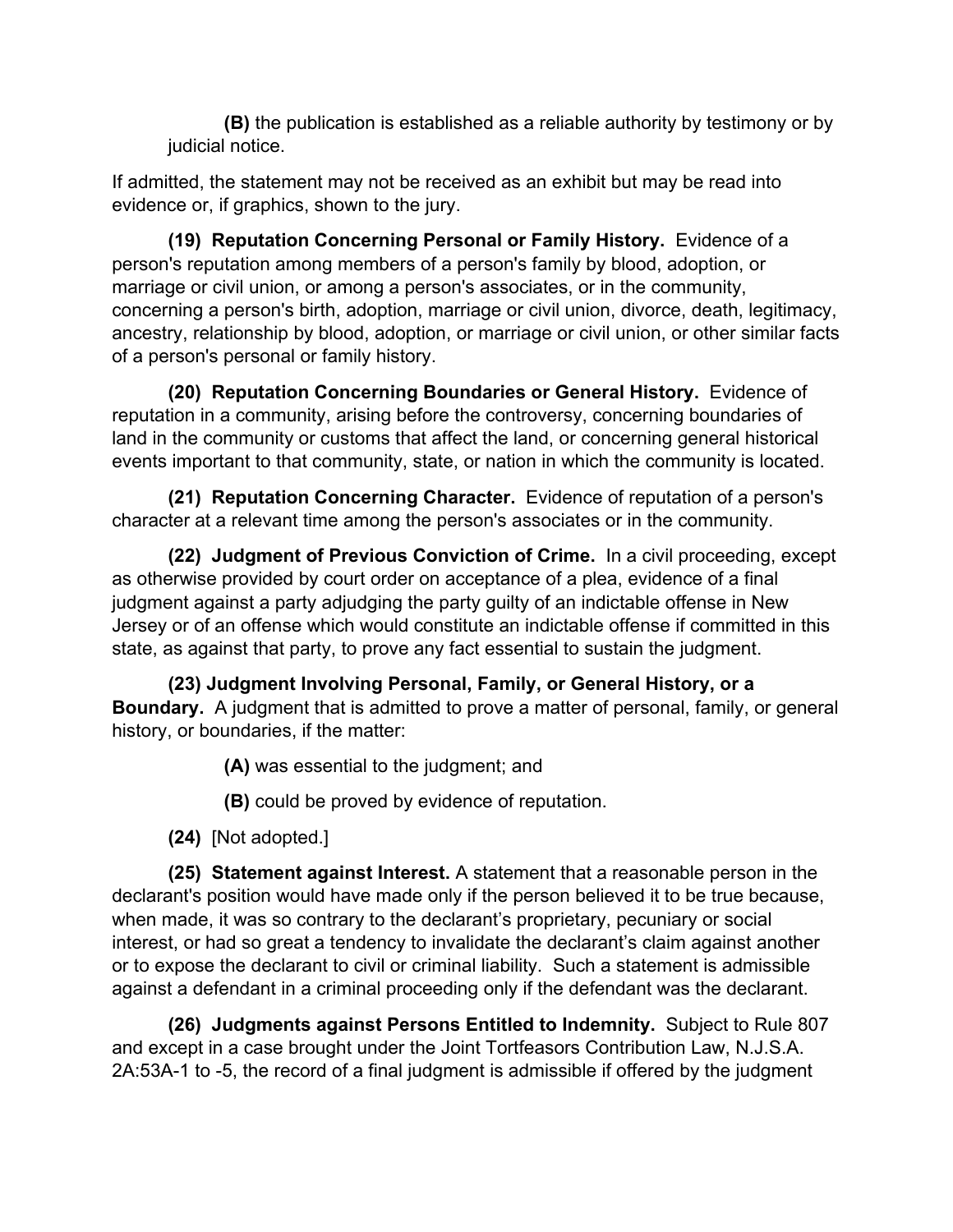**(B)** the publication is established as a reliable authority by testimony or by judicial notice.

If admitted, the statement may not be received as an exhibit but may be read into evidence or, if graphics, shown to the jury.

**(19) Reputation Concerning Personal or Family History.** Evidence of a person's reputation among members of a person's family by blood, adoption, or marriage or civil union, or among a person's associates, or in the community, concerning a person's birth, adoption, marriage or civil union, divorce, death, legitimacy, ancestry, relationship by blood, adoption, or marriage or civil union, or other similar facts of a person's personal or family history.

**(20) Reputation Concerning Boundaries or General History.** Evidence of reputation in a community, arising before the controversy, concerning boundaries of land in the community or customs that affect the land, or concerning general historical events important to that community, state, or nation in which the community is located.

**(21) Reputation Concerning Character.** Evidence of reputation of a person's character at a relevant time among the person's associates or in the community.

**(22) Judgment of Previous Conviction of Crime.** In a civil proceeding, except as otherwise provided by court order on acceptance of a plea, evidence of a final judgment against a party adjudging the party guilty of an indictable offense in New Jersey or of an offense which would constitute an indictable offense if committed in this state, as against that party, to prove any fact essential to sustain the judgment.

**(23) Judgment Involving Personal, Family, or General History, or a Boundary.** A judgment that is admitted to prove a matter of personal, family, or general history, or boundaries, if the matter:

**(A)** was essential to the judgment; and

**(B)** could be proved by evidence of reputation.

**(24)** [Not adopted.]

**(25) Statement against Interest.** A statement that a reasonable person in the declarant's position would have made only if the person believed it to be true because, when made, it was so contrary to the declarant's proprietary, pecuniary or social interest, or had so great a tendency to invalidate the declarant's claim against another or to expose the declarant to civil or criminal liability. Such a statement is admissible against a defendant in a criminal proceeding only if the defendant was the declarant.

**(26) Judgments against Persons Entitled to Indemnity.** Subject to Rule 807 and except in a case brought under the Joint Tortfeasors Contribution Law, N.J.S.A. 2A:53A-1 to -5, the record of a final judgment is admissible if offered by the judgment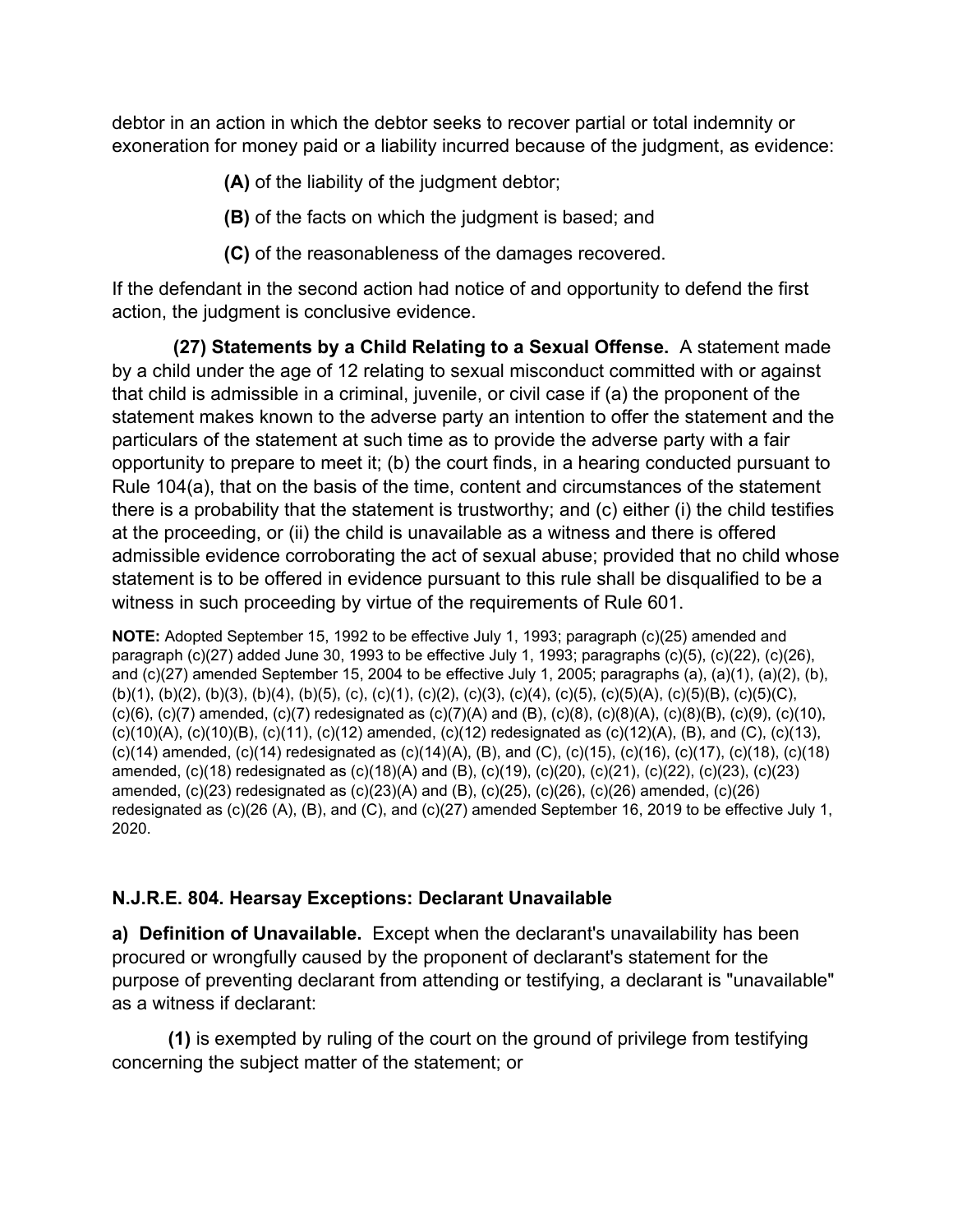debtor in an action in which the debtor seeks to recover partial or total indemnity or exoneration for money paid or a liability incurred because of the judgment, as evidence:

**(A)** of the liability of the judgment debtor;

**(B)** of the facts on which the judgment is based; and

**(C)** of the reasonableness of the damages recovered.

If the defendant in the second action had notice of and opportunity to defend the first action, the judgment is conclusive evidence.

**(27) Statements by a Child Relating to a Sexual Offense.** A statement made by a child under the age of 12 relating to sexual misconduct committed with or against that child is admissible in a criminal, juvenile, or civil case if (a) the proponent of the statement makes known to the adverse party an intention to offer the statement and the particulars of the statement at such time as to provide the adverse party with a fair opportunity to prepare to meet it; (b) the court finds, in a hearing conducted pursuant to Rule 104(a), that on the basis of the time, content and circumstances of the statement there is a probability that the statement is trustworthy; and (c) either (i) the child testifies at the proceeding, or (ii) the child is unavailable as a witness and there is offered admissible evidence corroborating the act of sexual abuse; provided that no child whose statement is to be offered in evidence pursuant to this rule shall be disqualified to be a witness in such proceeding by virtue of the requirements of Rule 601.

**NOTE:** Adopted September 15, 1992 to be effective July 1, 1993; paragraph (c)(25) amended and paragraph (c)(27) added June 30, 1993 to be effective July 1, 1993; paragraphs (c)(5), (c)(22), (c)(26), and (c)(27) amended September 15, 2004 to be effective July 1, 2005; paragraphs (a), (a)(1), (a)(2), (b), (b)(1), (b)(2), (b)(3), (b)(4), (b)(5), (c), (c)(1), (c)(2), (c)(3), (c)(4), (c)(5), (c)(5)(A), (c)(5)(B), (c)(5)(C), (c)(6), (c)(7) amended, (c)(7) redesignated as (c)(7)(A) and (B), (c)(8), (c)(8)(A), (c)(8)(B), (c)(9), (c)(10), (c)(10)(A), (c)(10)(B), (c)(11), (c)(12) amended, (c)(12) redesignated as (c)(12)(A), (B), and (C), (c)(13), (c)(14) amended, (c)(14) redesignated as (c)(14)(A), (B), and (C), (c)(15), (c)(16), (c)(17), (c)(18), (c)(18) amended, (c)(18) redesignated as (c)(18)(A) and (B), (c)(19), (c)(20), (c)(21), (c)(22), (c)(23), (c)(23) amended, (c)(23) redesignated as (c)(23)(A) and (B), (c)(25), (c)(26), (c)(26) amended, (c)(26) redesignated as (c)(26 (A), (B), and (C), and (c)(27) amended September 16, 2019 to be effective July 1, 2020.

### N.J.R.E. 804. Hearsay Exceptions: Declarant Unavailable

**a) Definition of Unavailable.** Except when the declarant's unavailability has been procured or wrongfully caused by the proponent of declarant's statement for the purpose of preventing declarant from attending or testifying, a declarant is "unavailable" as a witness if declarant:

**(1)** is exempted by ruling of the court on the ground of privilege from testifying concerning the subject matter of the statement; or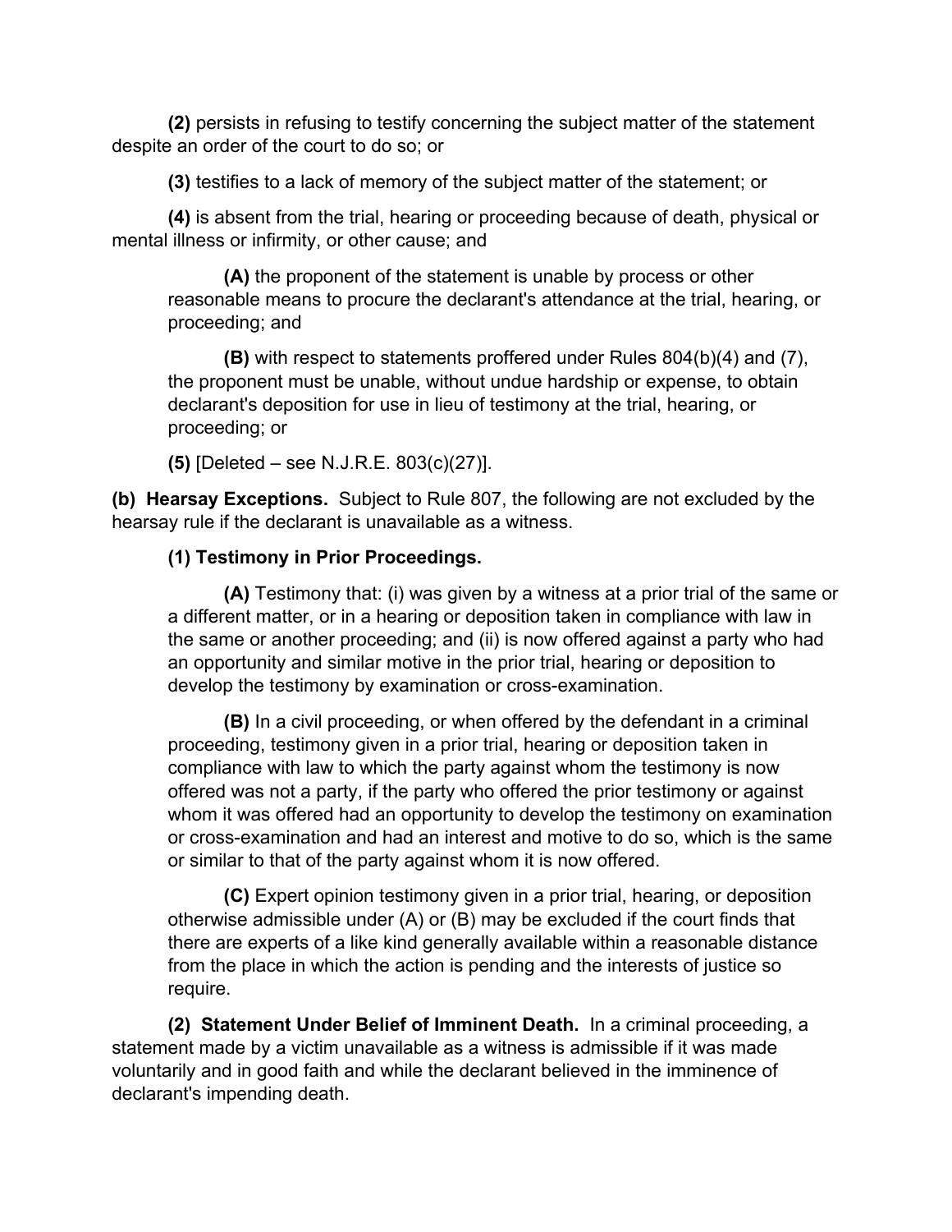**(2)** persists in refusing to testify concerning the subject matter of the statement despite an order of the court to do so; or

**(3)** testifies to a lack of memory of the subject matter of the statement; or

**(4)** is absent from the trial, hearing or proceeding because of death, physical or mental illness or infirmity, or other cause; and

> **(A)** the proponent of the statement is unable by process or other reasonable means to procure the declarant's attendance at the trial, hearing, or proceeding; and
>
> **(B)** with respect to statements proffered under Rules 804(b)(4) and (7), the proponent must be unable, without undue hardship or expense, to obtain declarant's deposition for use in lieu of testimony at the trial, hearing, or proceeding; or

**(5)** [Deleted – see N.J.R.E. 803(c)(27)].

**(b) Hearsay Exceptions.** Subject to Rule 807, the following are not excluded by the hearsay rule if the declarant is unavailable as a witness.

**(1) Testimony in Prior Proceedings.**

> **(A)** Testimony that: (i) was given by a witness at a prior trial of the same or a different matter, or in a hearing or deposition taken in compliance with law in the same or another proceeding; and (ii) is now offered against a party who had an opportunity and similar motive in the prior trial, hearing or deposition to develop the testimony by examination or cross-examination.
>
> **(B)** In a civil proceeding, or when offered by the defendant in a criminal proceeding, testimony given in a prior trial, hearing or deposition taken in compliance with law to which the party against whom the testimony is now offered was not a party, if the party who offered the prior testimony or against whom it was offered had an opportunity to develop the testimony on examination or cross-examination and had an interest and motive to do so, which is the same or similar to that of the party against whom it is now offered.
>
> **(C)** Expert opinion testimony given in a prior trial, hearing, or deposition otherwise admissible under (A) or (B) may be excluded if the court finds that there are experts of a like kind generally available within a reasonable distance from the place in which the action is pending and the interests of justice so require.

**(2) Statement Under Belief of Imminent Death.** In a criminal proceeding, a statement made by a victim unavailable as a witness is admissible if it was made voluntarily and in good faith and while the declarant believed in the imminence of declarant's impending death.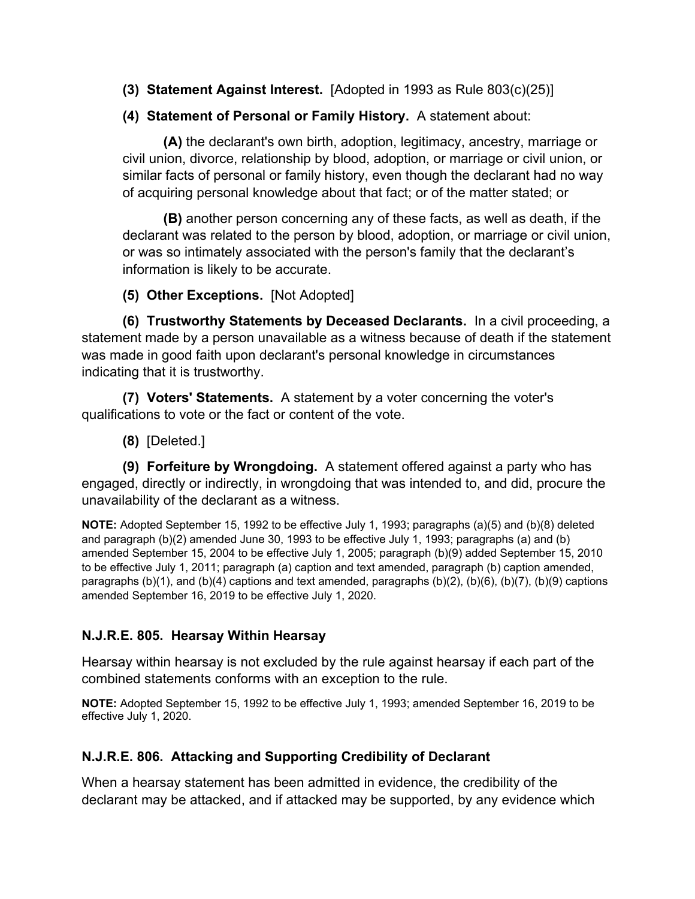**(3) Statement Against Interest.** [Adopted in 1993 as Rule 803(c)(25)]

**(4) Statement of Personal or Family History.** A statement about:

**(A)** the declarant's own birth, adoption, legitimacy, ancestry, marriage or civil union, divorce, relationship by blood, adoption, or marriage or civil union, or similar facts of personal or family history, even though the declarant had no way of acquiring personal knowledge about that fact; or of the matter stated; or

**(B)** another person concerning any of these facts, as well as death, if the declarant was related to the person by blood, adoption, or marriage or civil union, or was so intimately associated with the person's family that the declarant's information is likely to be accurate.

**(5) Other Exceptions.** [Not Adopted]

**(6) Trustworthy Statements by Deceased Declarants.** In a civil proceeding, a statement made by a person unavailable as a witness because of death if the statement was made in good faith upon declarant's personal knowledge in circumstances indicating that it is trustworthy.

**(7) Voters' Statements.** A statement by a voter concerning the voter's qualifications to vote or the fact or content of the vote.

**(8)** [Deleted.]

**(9) Forfeiture by Wrongdoing.** A statement offered against a party who has engaged, directly or indirectly, in wrongdoing that was intended to, and did, procure the unavailability of the declarant as a witness.

**NOTE:** Adopted September 15, 1992 to be effective July 1, 1993; paragraphs (a)(5) and (b)(8) deleted and paragraph (b)(2) amended June 30, 1993 to be effective July 1, 1993; paragraphs (a) and (b) amended September 15, 2004 to be effective July 1, 2005; paragraph (b)(9) added September 15, 2010 to be effective July 1, 2011; paragraph (a) caption and text amended, paragraph (b) caption amended, paragraphs (b)(1), and (b)(4) captions and text amended, paragraphs (b)(2), (b)(6), (b)(7), (b)(9) captions amended September 16, 2019 to be effective July 1, 2020.

### N.J.R.E. 805. Hearsay Within Hearsay

Hearsay within hearsay is not excluded by the rule against hearsay if each part of the combined statements conforms with an exception to the rule.

**NOTE:** Adopted September 15, 1992 to be effective July 1, 1993; amended September 16, 2019 to be effective July 1, 2020.

### N.J.R.E. 806. Attacking and Supporting Credibility of Declarant

When a hearsay statement has been admitted in evidence, the credibility of the declarant may be attacked, and if attacked may be supported, by any evidence which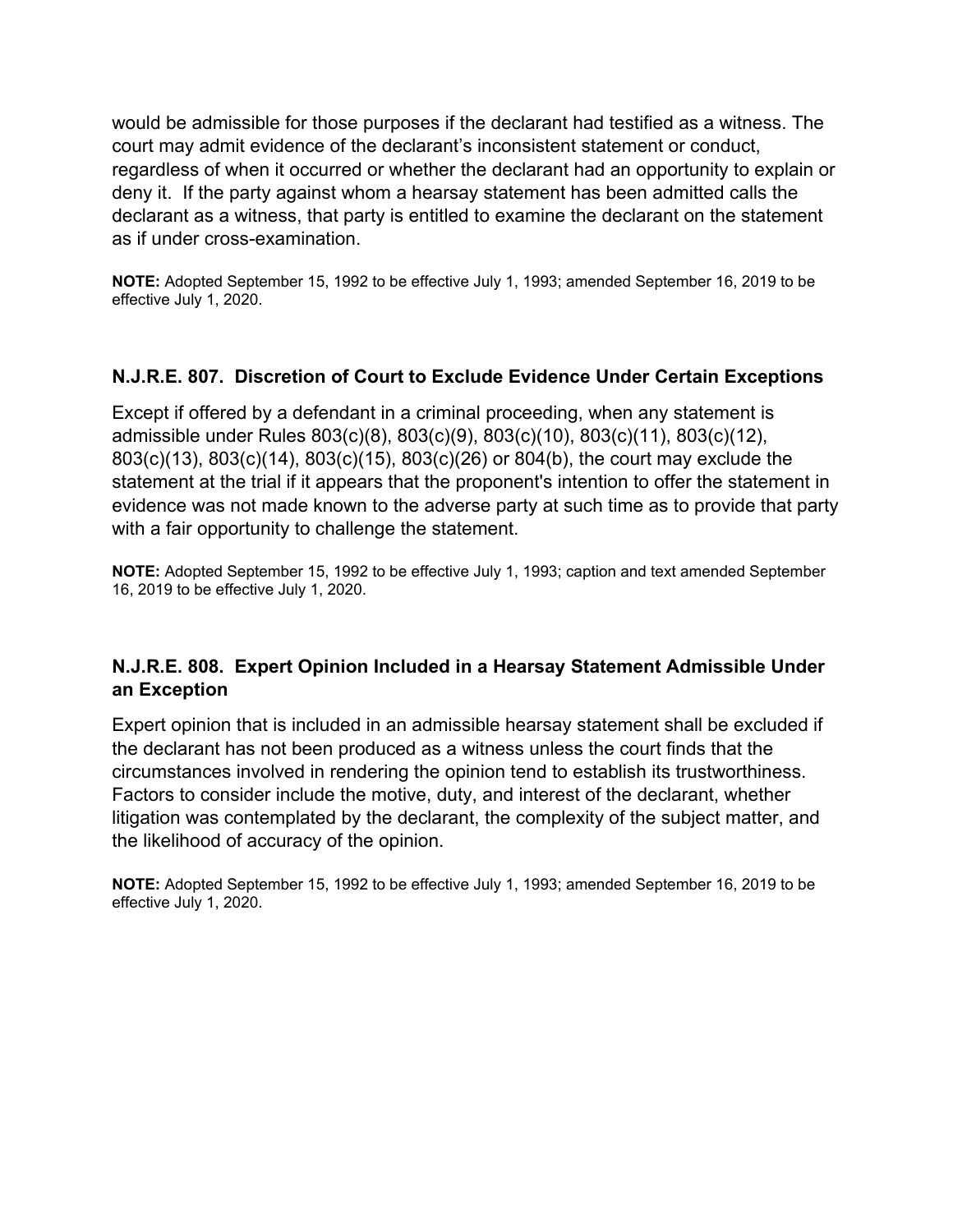would be admissible for those purposes if the declarant had testified as a witness. The court may admit evidence of the declarant's inconsistent statement or conduct, regardless of when it occurred or whether the declarant had an opportunity to explain or deny it. If the party against whom a hearsay statement has been admitted calls the declarant as a witness, that party is entitled to examine the declarant on the statement as if under cross-examination.

**NOTE:** Adopted September 15, 1992 to be effective July 1, 1993; amended September 16, 2019 to be effective July 1, 2020.

### N.J.R.E. 807. Discretion of Court to Exclude Evidence Under Certain Exceptions

Except if offered by a defendant in a criminal proceeding, when any statement is admissible under Rules 803(c)(8), 803(c)(9), 803(c)(10), 803(c)(11), 803(c)(12), 803(c)(13), 803(c)(14), 803(c)(15), 803(c)(26) or 804(b), the court may exclude the statement at the trial if it appears that the proponent's intention to offer the statement in evidence was not made known to the adverse party at such time as to provide that party with a fair opportunity to challenge the statement.

**NOTE:** Adopted September 15, 1992 to be effective July 1, 1993; caption and text amended September 16, 2019 to be effective July 1, 2020.

### N.J.R.E. 808. Expert Opinion Included in a Hearsay Statement Admissible Under an Exception

Expert opinion that is included in an admissible hearsay statement shall be excluded if the declarant has not been produced as a witness unless the court finds that the circumstances involved in rendering the opinion tend to establish its trustworthiness. Factors to consider include the motive, duty, and interest of the declarant, whether litigation was contemplated by the declarant, the complexity of the subject matter, and the likelihood of accuracy of the opinion.

**NOTE:** Adopted September 15, 1992 to be effective July 1, 1993; amended September 16, 2019 to be effective July 1, 2020.